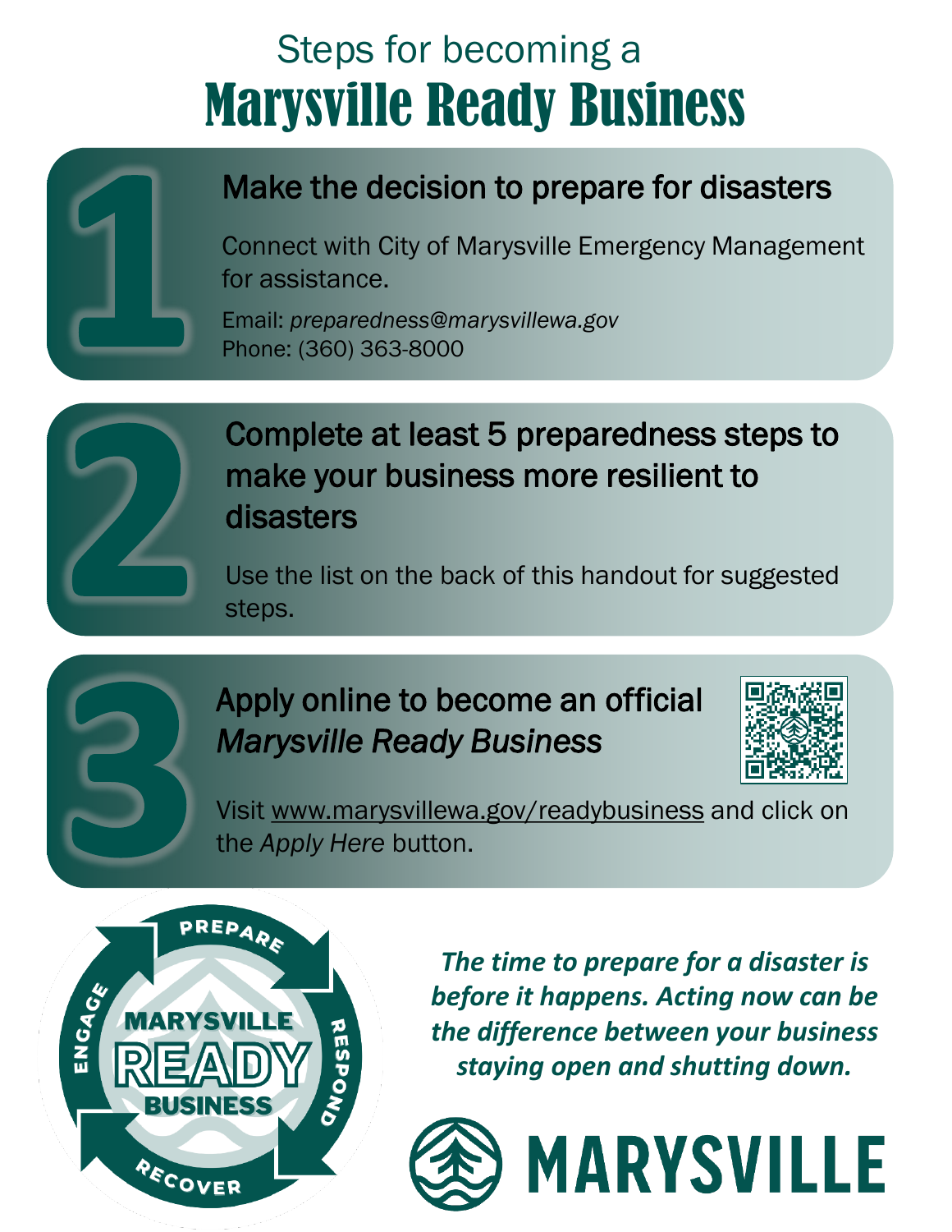# Steps for becoming a Marysville Ready Business

## 1 Make the decision to prepare for disasters

Connect with City of Marysville Emergency Management for assistance.

Email: *preparedness@marysvillewa.gov*
Phone: (360) 363-8000

## 2 Complete at least 5 preparedness steps to make your business more resilient to disasters

Use the list on the back of this handout for suggested steps.

## 3 Apply online to become an official *Marysville Ready Business*

Visit www.marysvillewa.gov/readybusiness and click on the *Apply Here* button.

PREPARE RESPOND RECOVER ENGAGE

MARYSVILLE READY BUSINESS

***The time to prepare for a disaster is before it happens. Acting now can be the difference between your business staying open and shutting down.***

MARYSVILLE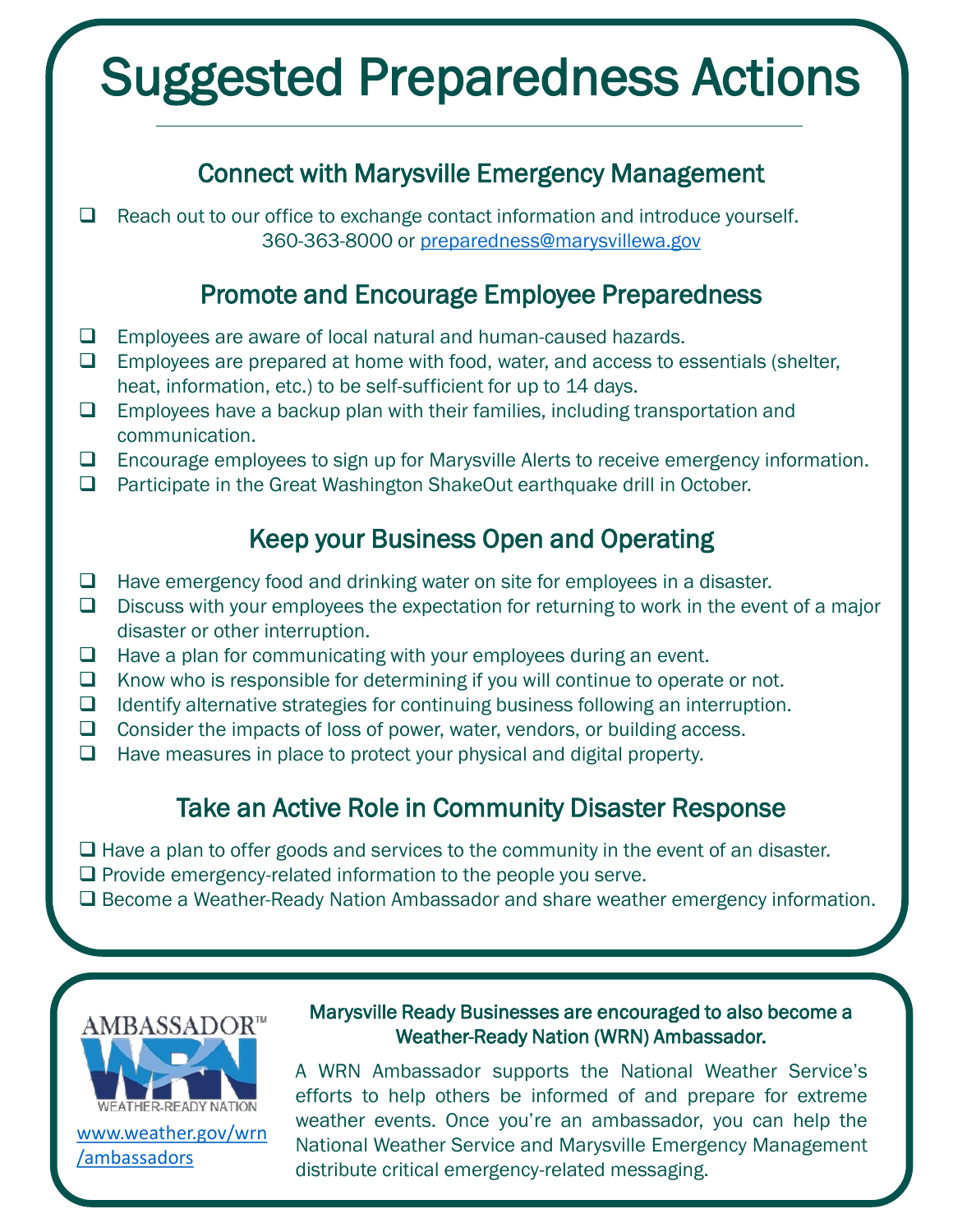# Suggested Preparedness Actions

## Connect with Marysville Emergency Management

- ❑ Reach out to our office to exchange contact information and introduce yourself. 360-363-8000 or preparedness@marysvillewa.gov

## Promote and Encourage Employee Preparedness

- ❑ Employees are aware of local natural and human-caused hazards.
- ❑ Employees are prepared at home with food, water, and access to essentials (shelter, heat, information, etc.) to be self-sufficient for up to 14 days.
- ❑ Employees have a backup plan with their families, including transportation and communication.
- ❑ Encourage employees to sign up for Marysville Alerts to receive emergency information.
- ❑ Participate in the Great Washington ShakeOut earthquake drill in October.

## Keep your Business Open and Operating

- ❑ Have emergency food and drinking water on site for employees in a disaster.
- ❑ Discuss with your employees the expectation for returning to work in the event of a major disaster or other interruption.
- ❑ Have a plan for communicating with your employees during an event.
- ❑ Know who is responsible for determining if you will continue to operate or not.
- ❑ Identify alternative strategies for continuing business following an interruption.
- ❑ Consider the impacts of loss of power, water, vendors, or building access.
- ❑ Have measures in place to protect your physical and digital property.

## Take an Active Role in Community Disaster Response

- ❑ Have a plan to offer goods and services to the community in the event of an disaster.
- ❑ Provide emergency-related information to the people you serve.
- ❑ Become a Weather-Ready Nation Ambassador and share weather emergency information.

AMBASSADOR™ WRN WEATHER-READY NATION

www.weather.gov/wrn/ambassadors

**Marysville Ready Businesses are encouraged to also become a Weather-Ready Nation (WRN) Ambassador.**

A WRN Ambassador supports the National Weather Service's efforts to help others be informed of and prepare for extreme weather events. Once you're an ambassador, you can help the National Weather Service and Marysville Emergency Management distribute critical emergency-related messaging.